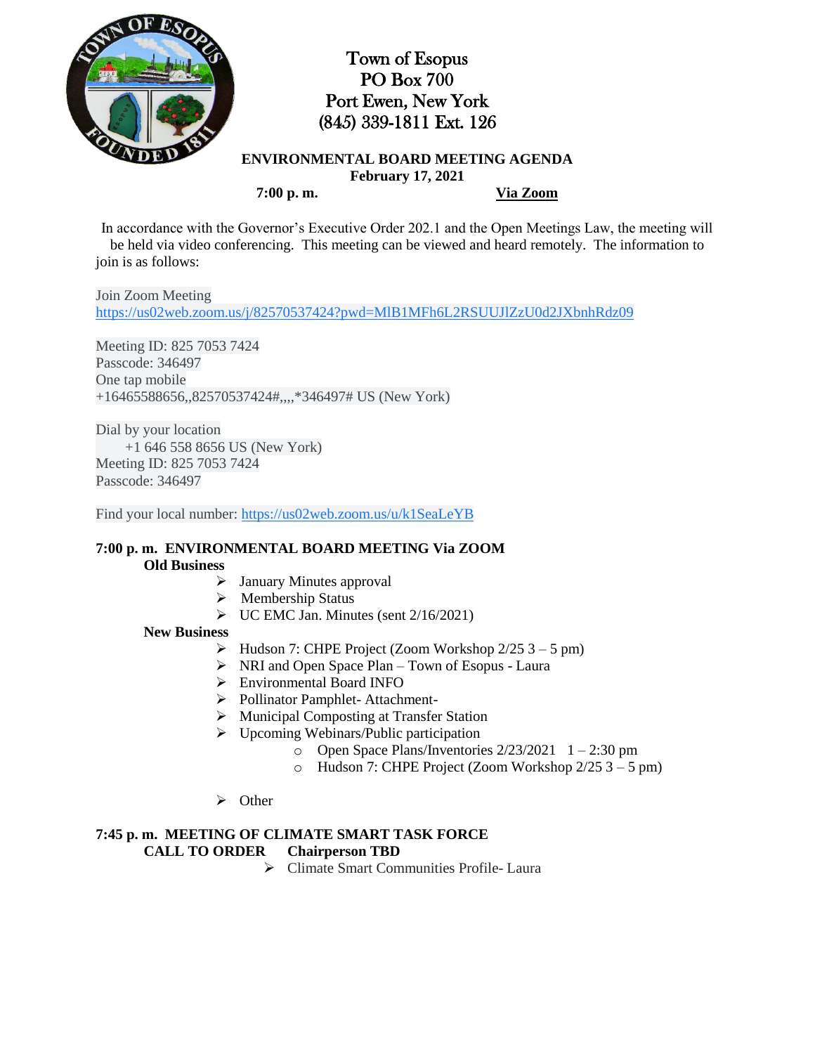# Town of Esopus
PO Box 700
Port Ewen, New York
(845) 339-1811 Ext. 126

**ENVIRONMENTAL BOARD MEETING AGENDA**
**February 17, 2021**
**7:00 p. m.** **Via Zoom**

In accordance with the Governor's Executive Order 202.1 and the Open Meetings Law, the meeting will be held via video conferencing. This meeting can be viewed and heard remotely. The information to join is as follows:

Join Zoom Meeting
https://us02web.zoom.us/j/82570537424?pwd=MlB1MFh6L2RSUUJlZzU0d2JXbnhRdz09

Meeting ID: 825 7053 7424
Passcode: 346497
One tap mobile
+16465588656,,82570537424#,,,,*346497# US (New York)

Dial by your location
+1 646 558 8656 US (New York)
Meeting ID: 825 7053 7424
Passcode: 346497

Find your local number: https://us02web.zoom.us/u/k1SeaLeYB

**7:00 p. m. ENVIRONMENTAL BOARD MEETING Via ZOOM**

**Old Business**

- January Minutes approval
- Membership Status
- UC EMC Jan. Minutes (sent 2/16/2021)

**New Business**

- Hudson 7: CHPE Project (Zoom Workshop 2/25 3 – 5 pm)
- NRI and Open Space Plan – Town of Esopus - Laura
- Environmental Board INFO
- Pollinator Pamphlet- Attachment-
- Municipal Composting at Transfer Station
- Upcoming Webinars/Public participation
  - Open Space Plans/Inventories 2/23/2021 1 – 2:30 pm
  - Hudson 7: CHPE Project (Zoom Workshop 2/25 3 – 5 pm)
- Other

**7:45 p. m. MEETING OF CLIMATE SMART TASK FORCE**

**CALL TO ORDER** **Chairperson TBD**

- Climate Smart Communities Profile- Laura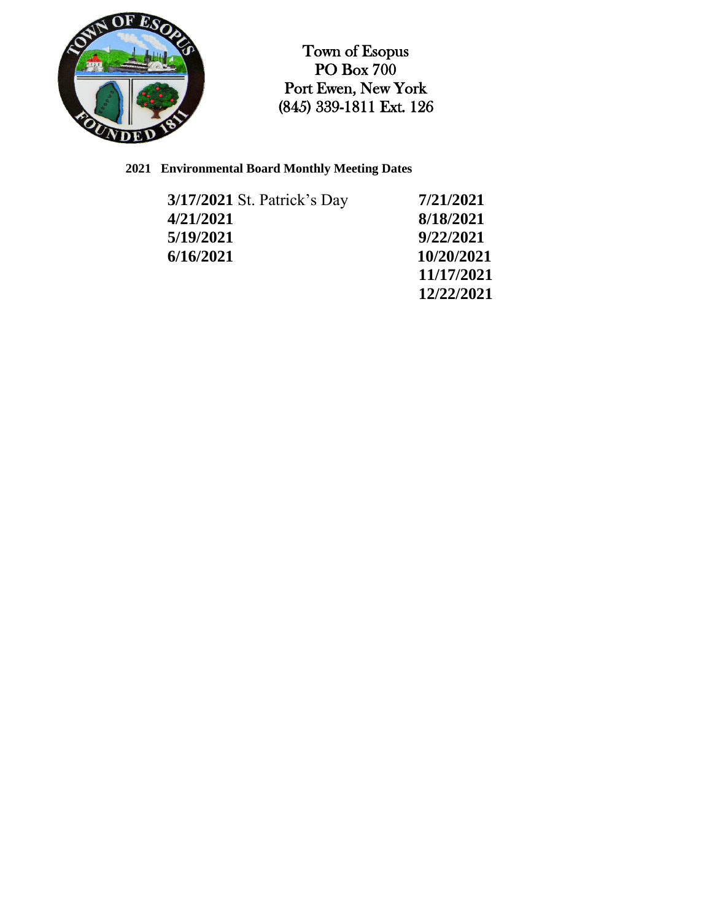Town of Esopus
PO Box 700
Port Ewen, New York
(845) 339-1811 Ext. 126

**2021 Environmental Board Monthly Meeting Dates**

**3/17/2021** St. Patrick's Day
**4/21/2021**
**5/19/2021**
**6/16/2021**
**7/21/2021**
**8/18/2021**
**9/22/2021**
**10/20/2021**
**11/17/2021**
**12/22/2021**